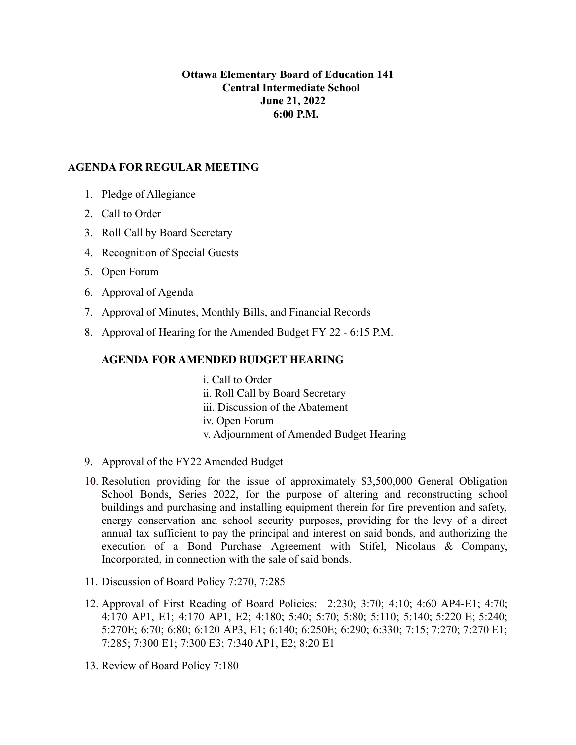**Ottawa Elementary Board of Education 141**
**Central Intermediate School**
**June 21, 2022**
**6:00 P.M.**

## AGENDA FOR REGULAR MEETING

1. Pledge of Allegiance
2. Call to Order
3. Roll Call by Board Secretary
4. Recognition of Special Guests
5. Open Forum
6. Approval of Agenda
7. Approval of Minutes, Monthly Bills, and Financial Records
8. Approval of Hearing for the Amended Budget FY 22 - 6:15 P.M.

   ### AGENDA FOR AMENDED BUDGET HEARING

   i. Call to Order
   ii. Roll Call by Board Secretary
   iii. Discussion of the Abatement
   iv. Open Forum
   v. Adjournment of Amended Budget Hearing

9. Approval of the FY22 Amended Budget
10. Resolution providing for the issue of approximately $3,500,000 General Obligation School Bonds, Series 2022, for the purpose of altering and reconstructing school buildings and purchasing and installing equipment therein for fire prevention and safety, energy conservation and school security purposes, providing for the levy of a direct annual tax sufficient to pay the principal and interest on said bonds, and authorizing the execution of a Bond Purchase Agreement with Stifel, Nicolaus & Company, Incorporated, in connection with the sale of said bonds.
11. Discussion of Board Policy 7:270, 7:285
12. Approval of First Reading of Board Policies: 2:230; 3:70; 4:10; 4:60 AP4-E1; 4:70; 4:170 AP1, E1; 4:170 AP1, E2; 4:180; 5:40; 5:70; 5:80; 5:110; 5:140; 5:220 E; 5:240; 5:270E; 6:70; 6:80; 6:120 AP3, E1; 6:140; 6:250E; 6:290; 6:330; 7:15; 7:270; 7:270 E1; 7:285; 7:300 E1; 7:300 E3; 7:340 AP1, E2; 8:20 E1
13. Review of Board Policy 7:180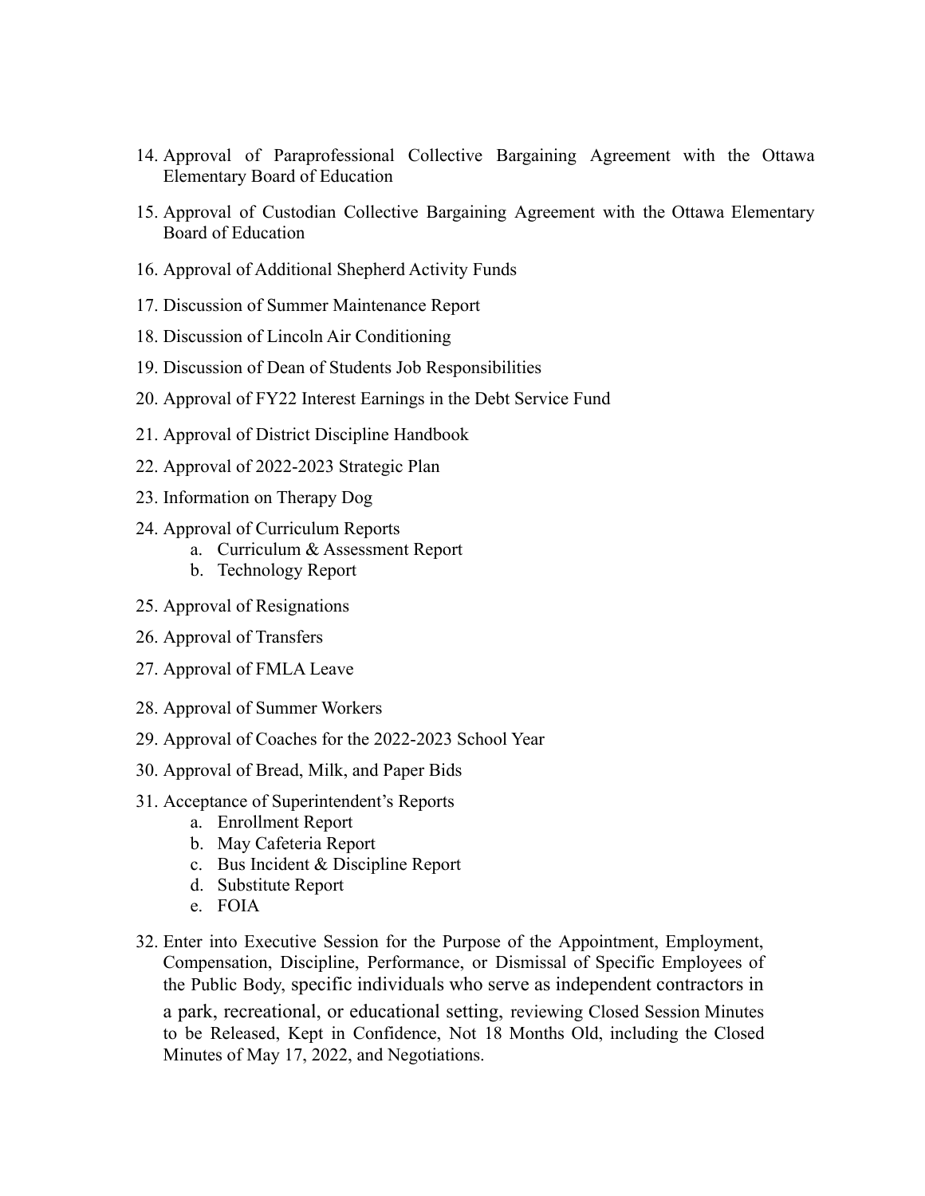14. Approval of Paraprofessional Collective Bargaining Agreement with the Ottawa Elementary Board of Education

15. Approval of Custodian Collective Bargaining Agreement with the Ottawa Elementary Board of Education

16. Approval of Additional Shepherd Activity Funds

17. Discussion of Summer Maintenance Report

18. Discussion of Lincoln Air Conditioning

19. Discussion of Dean of Students Job Responsibilities

20. Approval of FY22 Interest Earnings in the Debt Service Fund

21. Approval of District Discipline Handbook

22. Approval of 2022-2023 Strategic Plan

23. Information on Therapy Dog

24. Approval of Curriculum Reports
    a. Curriculum & Assessment Report
    b. Technology Report

25. Approval of Resignations

26. Approval of Transfers

27. Approval of FMLA Leave

28. Approval of Summer Workers

29. Approval of Coaches for the 2022-2023 School Year

30. Approval of Bread, Milk, and Paper Bids

31. Acceptance of Superintendent's Reports
    a. Enrollment Report
    b. May Cafeteria Report
    c. Bus Incident & Discipline Report
    d. Substitute Report
    e. FOIA

32. Enter into Executive Session for the Purpose of the Appointment, Employment, Compensation, Discipline, Performance, or Dismissal of Specific Employees of the Public Body, specific individuals who serve as independent contractors in a park, recreational, or educational setting, reviewing Closed Session Minutes to be Released, Kept in Confidence, Not 18 Months Old, including the Closed Minutes of May 17, 2022, and Negotiations.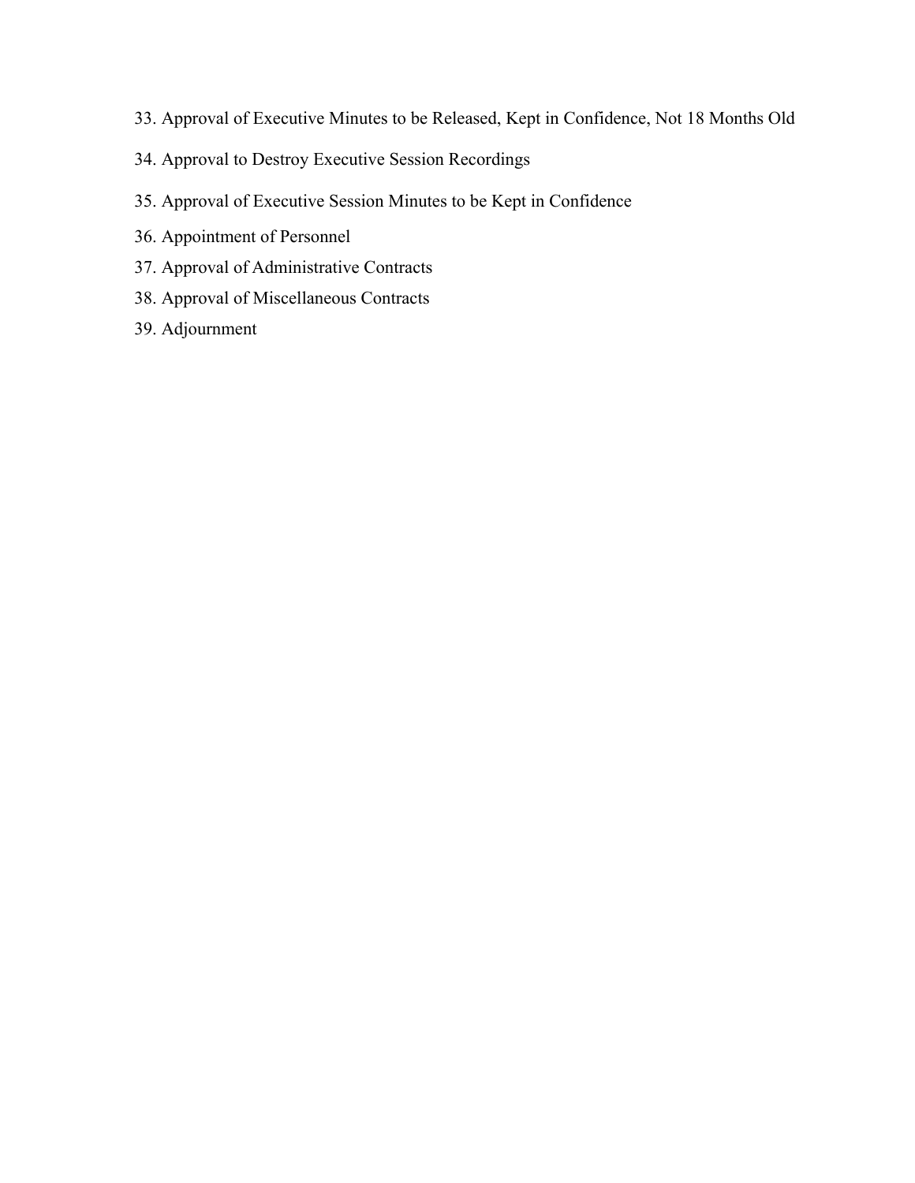33. Approval of Executive Minutes to be Released, Kept in Confidence, Not 18 Months Old
34. Approval to Destroy Executive Session Recordings
35. Approval of Executive Session Minutes to be Kept in Confidence
36. Appointment of Personnel
37. Approval of Administrative Contracts
38. Approval of Miscellaneous Contracts
39. Adjournment